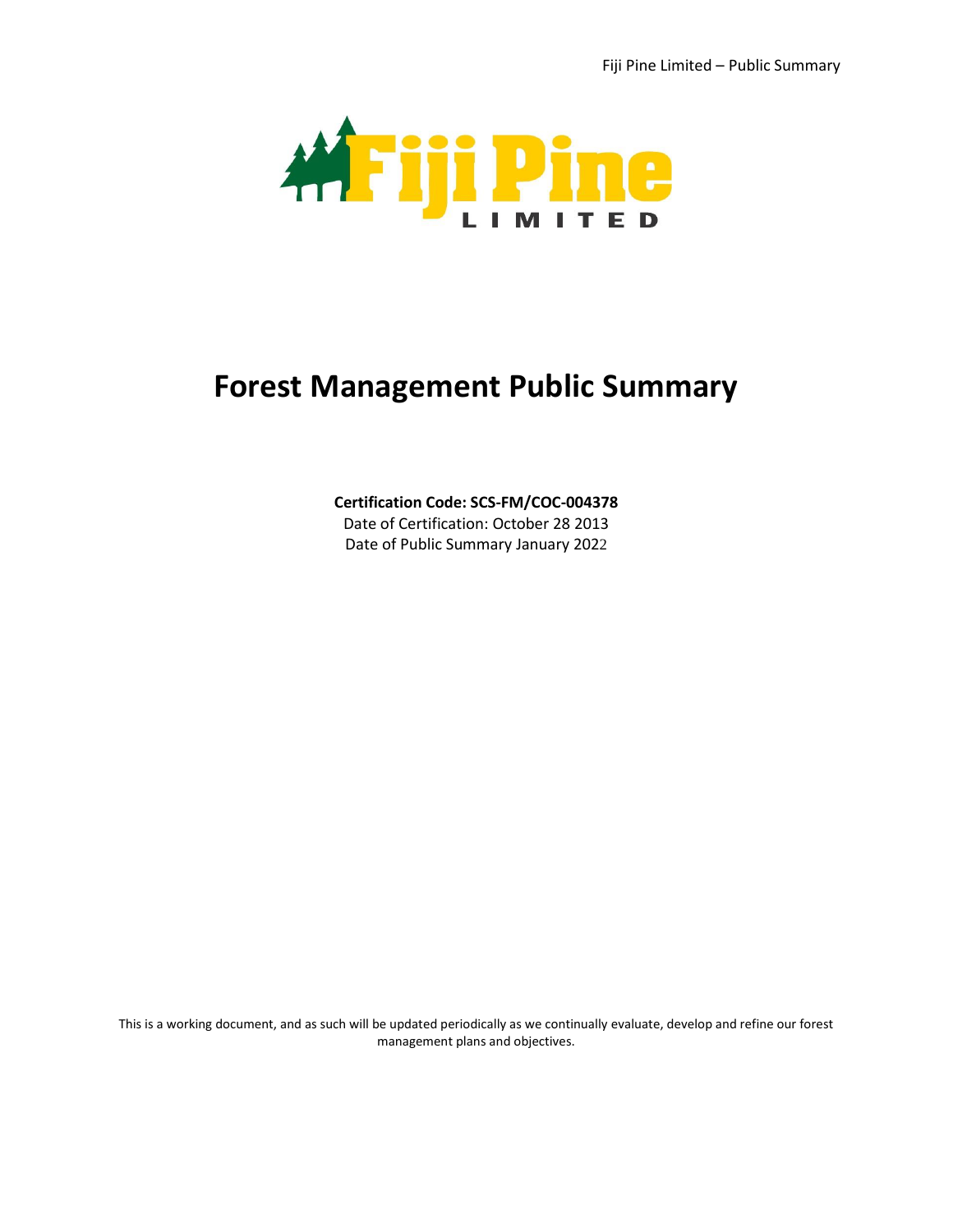# Forest Management Public Summary

**Certification Code: SCS-FM/COC-004378**
Date of Certification: October 28 2013
Date of Public Summary January 2022

This is a working document, and as such will be updated periodically as we continually evaluate, develop and refine our forest management plans and objectives.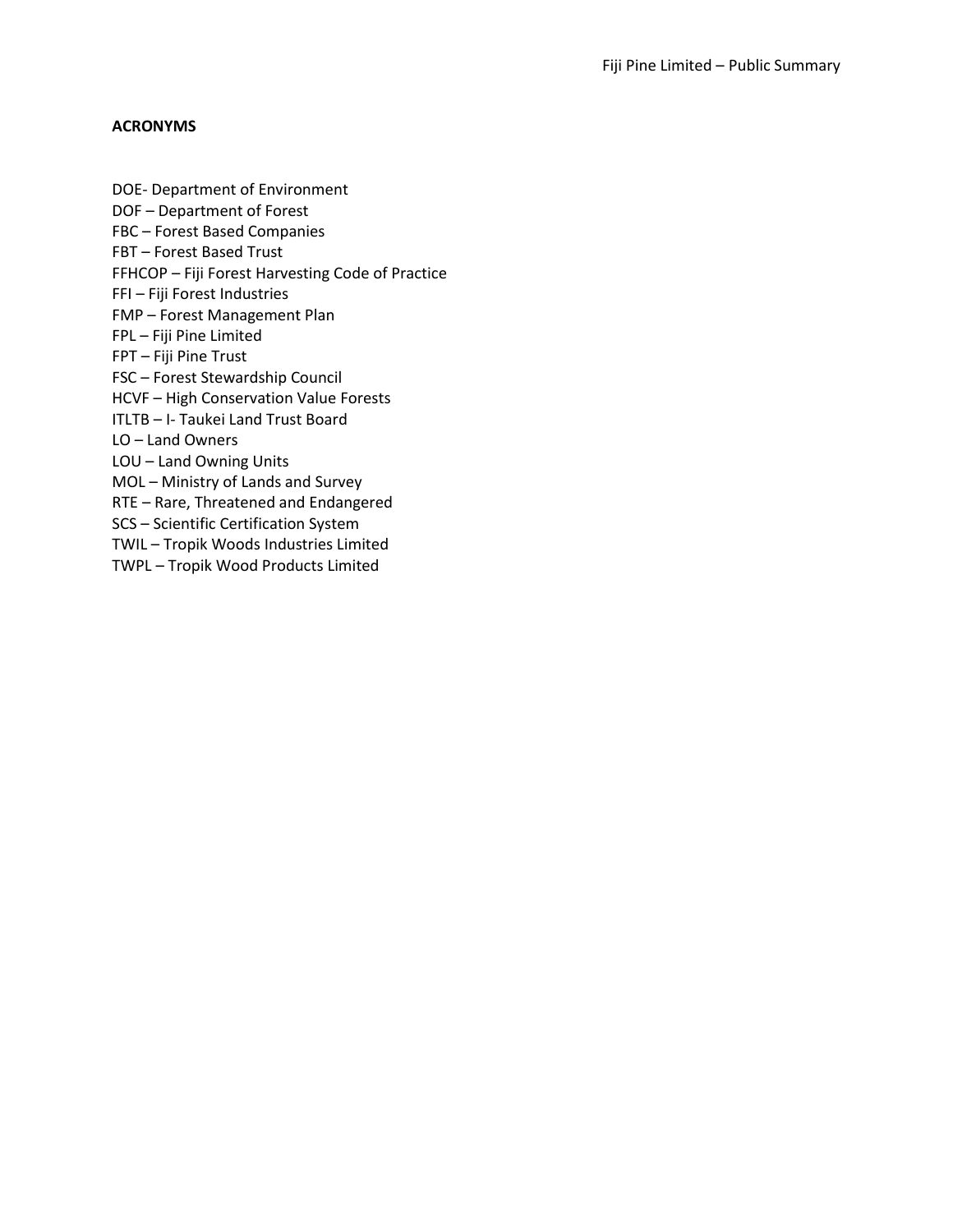**ACRONYMS**

DOE- Department of Environment
DOF – Department of Forest
FBC – Forest Based Companies
FBT – Forest Based Trust
FFHCOP – Fiji Forest Harvesting Code of Practice
FFI – Fiji Forest Industries
FMP – Forest Management Plan
FPL – Fiji Pine Limited
FPT – Fiji Pine Trust
FSC – Forest Stewardship Council
HCVF – High Conservation Value Forests
ITLTB – I- Taukei Land Trust Board
LO – Land Owners
LOU – Land Owning Units
MOL – Ministry of Lands and Survey
RTE – Rare, Threatened and Endangered
SCS – Scientific Certification System
TWIL – Tropik Woods Industries Limited
TWPL – Tropik Wood Products Limited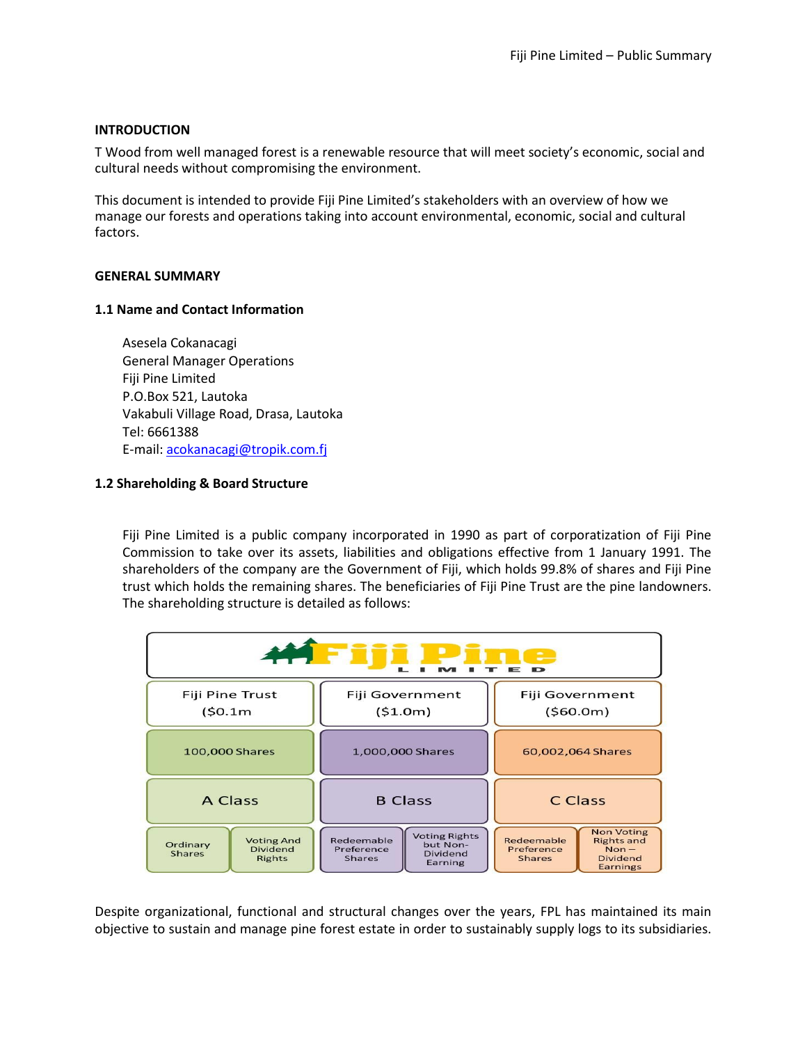## INTRODUCTION

T Wood from well managed forest is a renewable resource that will meet society's economic, social and cultural needs without compromising the environment.

This document is intended to provide Fiji Pine Limited's stakeholders with an overview of how we manage our forests and operations taking into account environmental, economic, social and cultural factors.

## GENERAL SUMMARY

### 1.1 Name and Contact Information

Asesela Cokanacagi
General Manager Operations
Fiji Pine Limited
P.O.Box 521, Lautoka
Vakabuli Village Road, Drasa, Lautoka
Tel: 6661388
E-mail: acokanacagi@tropik.com.fj

### 1.2 Shareholding & Board Structure

Fiji Pine Limited is a public company incorporated in 1990 as part of corporatization of Fiji Pine Commission to take over its assets, liabilities and obligations effective from 1 January 1991. The shareholders of the company are the Government of Fiji, which holds 99.8% of shares and Fiji Pine trust which holds the remaining shares. The beneficiaries of Fiji Pine Trust are the pine landowners. The shareholding structure is detailed as follows:

**Fiji Pine LIMITED**

| Fiji Pine Trust ($0.1m) | | Fiji Government ($1.0m) | | Fiji Government ($60.0m) | |
|---|---|---|---|---|---|
| 100,000 Shares | | 1,000,000 Shares | | 60,002,064 Shares | |
| A Class | | B Class | | C Class | |
| Ordinary Shares | Voting And Dividend Rights | Redeemable Preference Shares | Voting Rights but Non-Dividend Earning | Redeemable Preference Shares | Non Voting Rights and Non – Dividend Earnings |

Despite organizational, functional and structural changes over the years, FPL has maintained its main objective to sustain and manage pine forest estate in order to sustainably supply logs to its subsidiaries.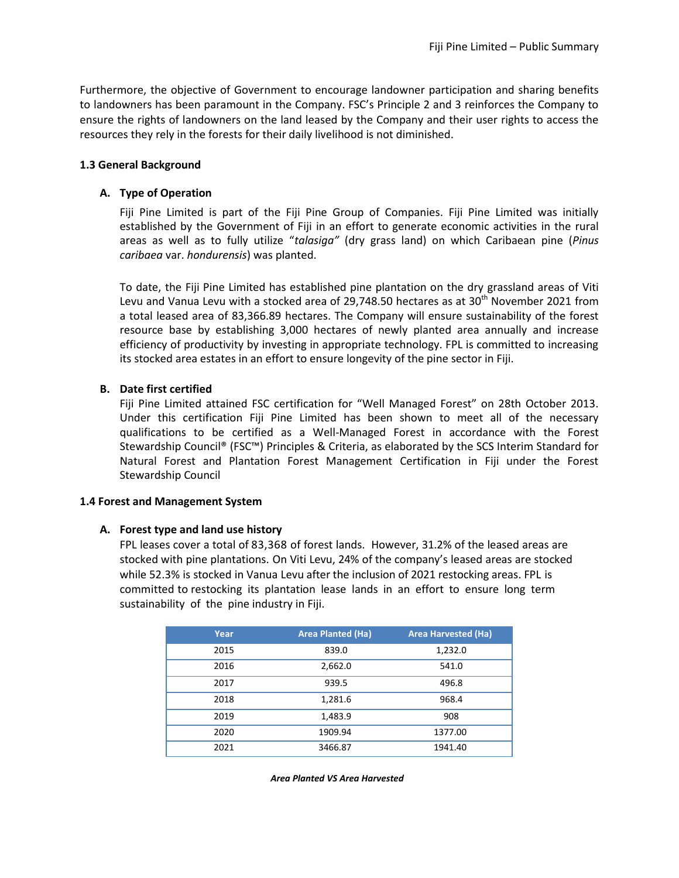Furthermore, the objective of Government to encourage landowner participation and sharing benefits to landowners has been paramount in the Company. FSC's Principle 2 and 3 reinforces the Company to ensure the rights of landowners on the land leased by the Company and their user rights to access the resources they rely in the forests for their daily livelihood is not diminished.

### 1.3 General Background

#### A. Type of Operation

Fiji Pine Limited is part of the Fiji Pine Group of Companies. Fiji Pine Limited was initially established by the Government of Fiji in an effort to generate economic activities in the rural areas as well as to fully utilize "*talasiga"* (dry grass land) on which Caribaean pine (*Pinus caribaea* var. *hondurensis*) was planted.

To date, the Fiji Pine Limited has established pine plantation on the dry grassland areas of Viti Levu and Vanua Levu with a stocked area of 29,748.50 hectares as at 30th November 2021 from a total leased area of 83,366.89 hectares. The Company will ensure sustainability of the forest resource base by establishing 3,000 hectares of newly planted area annually and increase efficiency of productivity by investing in appropriate technology. FPL is committed to increasing its stocked area estates in an effort to ensure longevity of the pine sector in Fiji.

#### B. Date first certified

Fiji Pine Limited attained FSC certification for "Well Managed Forest" on 28th October 2013. Under this certification Fiji Pine Limited has been shown to meet all of the necessary qualifications to be certified as a Well-Managed Forest in accordance with the Forest Stewardship Council® (FSC™) Principles & Criteria, as elaborated by the SCS Interim Standard for Natural Forest and Plantation Forest Management Certification in Fiji under the Forest Stewardship Council

### 1.4 Forest and Management System

#### A. Forest type and land use history

FPL leases cover a total of 83,368 of forest lands. However, 31.2% of the leased areas are stocked with pine plantations. On Viti Levu, 24% of the company's leased areas are stocked while 52.3% is stocked in Vanua Levu after the inclusion of 2021 restocking areas. FPL is committed to restocking its plantation lease lands in an effort to ensure long term sustainability of the pine industry in Fiji.

| Year | Area Planted (Ha) | Area Harvested (Ha) |
|---|---|---|
| 2015 | 839.0 | 1,232.0 |
| 2016 | 2,662.0 | 541.0 |
| 2017 | 939.5 | 496.8 |
| 2018 | 1,281.6 | 968.4 |
| 2019 | 1,483.9 | 908 |
| 2020 | 1909.94 | 1377.00 |
| 2021 | 3466.87 | 1941.40 |

***Area Planted VS Area Harvested***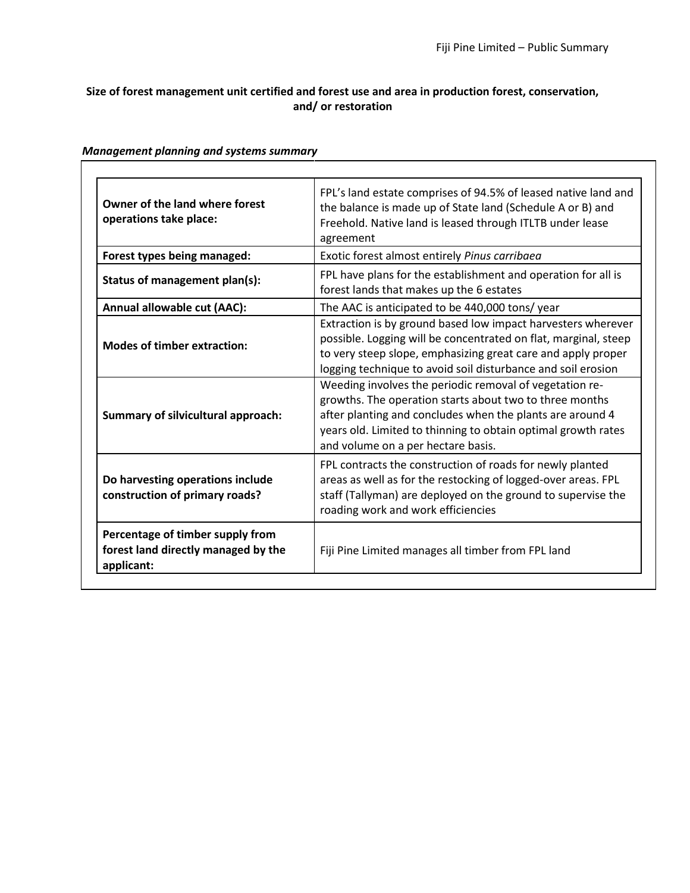**Size of forest management unit certified and forest use and area in production forest, conservation, and/ or restoration**

***Management planning and systems summary***

| | |
|---|---|
| **Owner of the land where forest operations take place:** | FPL's land estate comprises of 94.5% of leased native land and the balance is made up of State land (Schedule A or B) and Freehold. Native land is leased through ITLTB under lease agreement |
| **Forest types being managed:** | Exotic forest almost entirely *Pinus carribaea* |
| **Status of management plan(s):** | FPL have plans for the establishment and operation for all is forest lands that makes up the 6 estates |
| **Annual allowable cut (AAC):** | The AAC is anticipated to be 440,000 tons/ year |
| **Modes of timber extraction:** | Extraction is by ground based low impact harvesters wherever possible. Logging will be concentrated on flat, marginal, steep to very steep slope, emphasizing great care and apply proper logging technique to avoid soil disturbance and soil erosion |
| **Summary of silvicultural approach:** | Weeding involves the periodic removal of vegetation re-growths. The operation starts about two to three months after planting and concludes when the plants are around 4 years old. Limited to thinning to obtain optimal growth rates and volume on a per hectare basis. |
| **Do harvesting operations include construction of primary roads?** | FPL contracts the construction of roads for newly planted areas as well as for the restocking of logged-over areas. FPL staff (Tallyman) are deployed on the ground to supervise the roading work and work efficiencies |
| **Percentage of timber supply from forest land directly managed by the applicant:** | Fiji Pine Limited manages all timber from FPL land |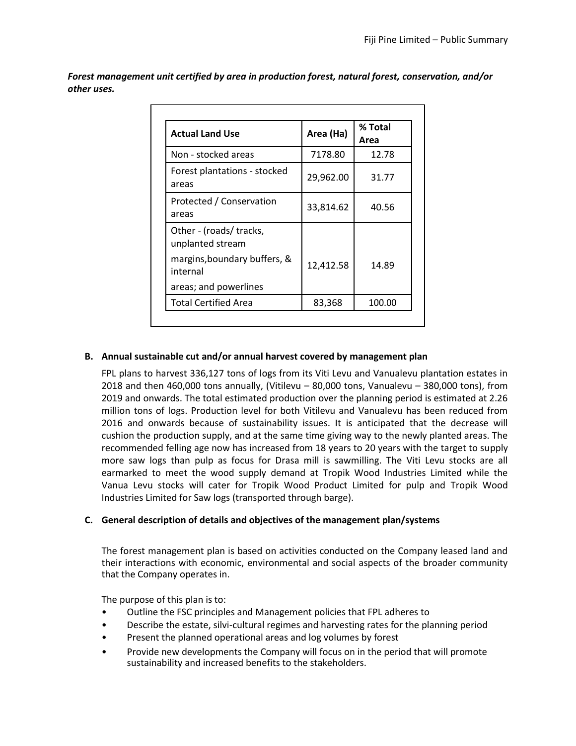***Forest management unit certified by area in production forest, natural forest, conservation, and/or other uses.***

| Actual Land Use | Area (Ha) | % Total Area |
|---|---|---|
| Non - stocked areas | 7178.80 | 12.78 |
| Forest plantations - stocked areas | 29,962.00 | 31.77 |
| Protected / Conservation areas | 33,814.62 | 40.56 |
| Other - (roads/ tracks, unplanted stream margins,boundary buffers, & internal areas; and powerlines | 12,412.58 | 14.89 |
| Total Certified Area | 83,368 | 100.00 |

**B. Annual sustainable cut and/or annual harvest covered by management plan**

FPL plans to harvest 336,127 tons of logs from its Viti Levu and Vanualevu plantation estates in 2018 and then 460,000 tons annually, (Vitilevu – 80,000 tons, Vanualevu – 380,000 tons), from 2019 and onwards. The total estimated production over the planning period is estimated at 2.26 million tons of logs. Production level for both Vitilevu and Vanualevu has been reduced from 2016 and onwards because of sustainability issues. It is anticipated that the decrease will cushion the production supply, and at the same time giving way to the newly planted areas. The recommended felling age now has increased from 18 years to 20 years with the target to supply more saw logs than pulp as focus for Drasa mill is sawmilling. The Viti Levu stocks are all earmarked to meet the wood supply demand at Tropik Wood Industries Limited while the Vanua Levu stocks will cater for Tropik Wood Product Limited for pulp and Tropik Wood Industries Limited for Saw logs (transported through barge).

**C. General description of details and objectives of the management plan/systems**

The forest management plan is based on activities conducted on the Company leased land and their interactions with economic, environmental and social aspects of the broader community that the Company operates in.

The purpose of this plan is to:

- Outline the FSC principles and Management policies that FPL adheres to
- Describe the estate, silvi-cultural regimes and harvesting rates for the planning period
- Present the planned operational areas and log volumes by forest
- Provide new developments the Company will focus on in the period that will promote sustainability and increased benefits to the stakeholders.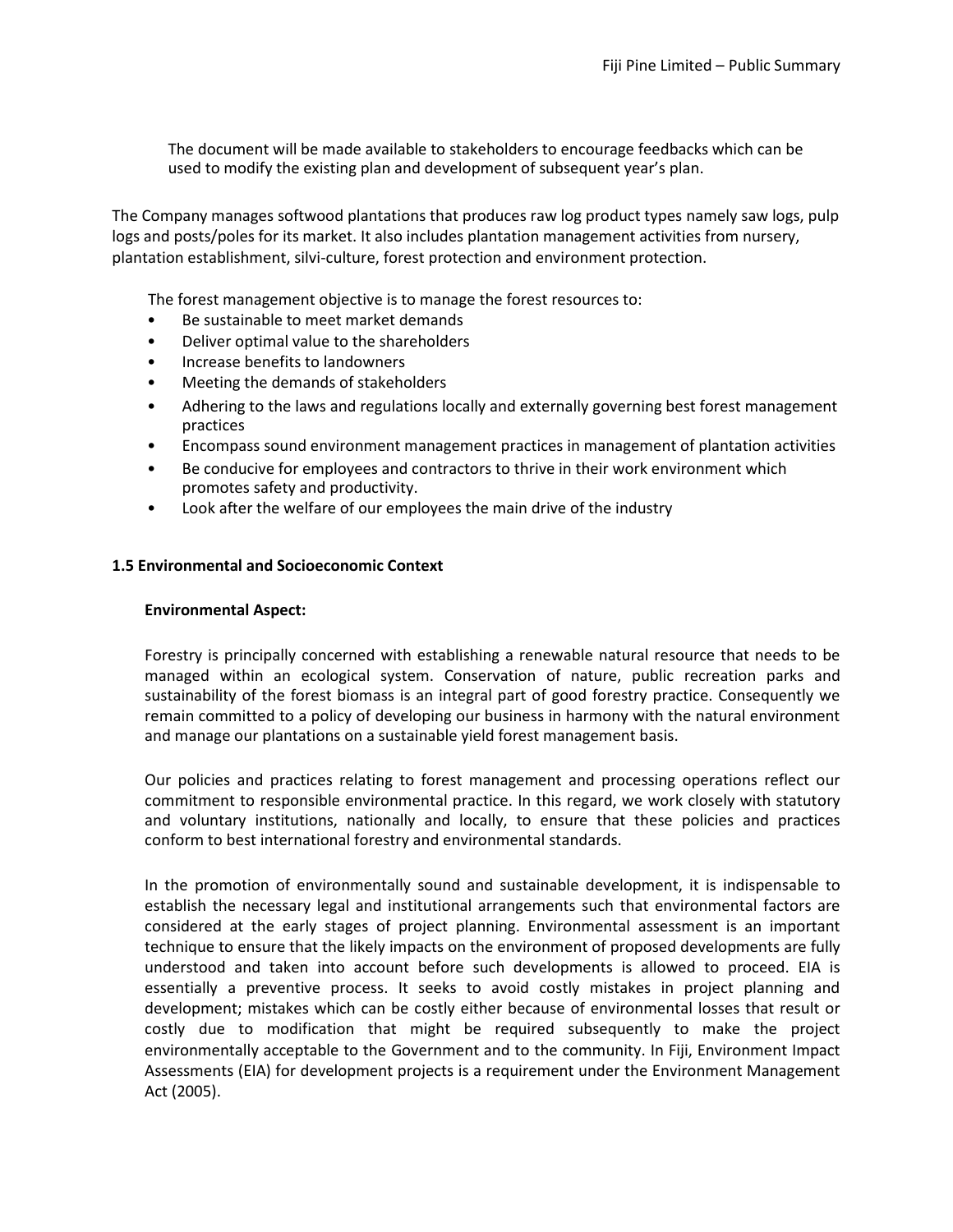The document will be made available to stakeholders to encourage feedbacks which can be used to modify the existing plan and development of subsequent year's plan.

The Company manages softwood plantations that produces raw log product types namely saw logs, pulp logs and posts/poles for its market. It also includes plantation management activities from nursery, plantation establishment, silvi-culture, forest protection and environment protection.

The forest management objective is to manage the forest resources to:

- Be sustainable to meet market demands
- Deliver optimal value to the shareholders
- Increase benefits to landowners
- Meeting the demands of stakeholders
- Adhering to the laws and regulations locally and externally governing best forest management practices
- Encompass sound environment management practices in management of plantation activities
- Be conducive for employees and contractors to thrive in their work environment which promotes safety and productivity.
- Look after the welfare of our employees the main drive of the industry

### 1.5 Environmental and Socioeconomic Context

**Environmental Aspect:**

Forestry is principally concerned with establishing a renewable natural resource that needs to be managed within an ecological system. Conservation of nature, public recreation parks and sustainability of the forest biomass is an integral part of good forestry practice. Consequently we remain committed to a policy of developing our business in harmony with the natural environment and manage our plantations on a sustainable yield forest management basis.

Our policies and practices relating to forest management and processing operations reflect our commitment to responsible environmental practice. In this regard, we work closely with statutory and voluntary institutions, nationally and locally, to ensure that these policies and practices conform to best international forestry and environmental standards.

In the promotion of environmentally sound and sustainable development, it is indispensable to establish the necessary legal and institutional arrangements such that environmental factors are considered at the early stages of project planning. Environmental assessment is an important technique to ensure that the likely impacts on the environment of proposed developments are fully understood and taken into account before such developments is allowed to proceed. EIA is essentially a preventive process. It seeks to avoid costly mistakes in project planning and development; mistakes which can be costly either because of environmental losses that result or costly due to modification that might be required subsequently to make the project environmentally acceptable to the Government and to the community. In Fiji, Environment Impact Assessments (EIA) for development projects is a requirement under the Environment Management Act (2005).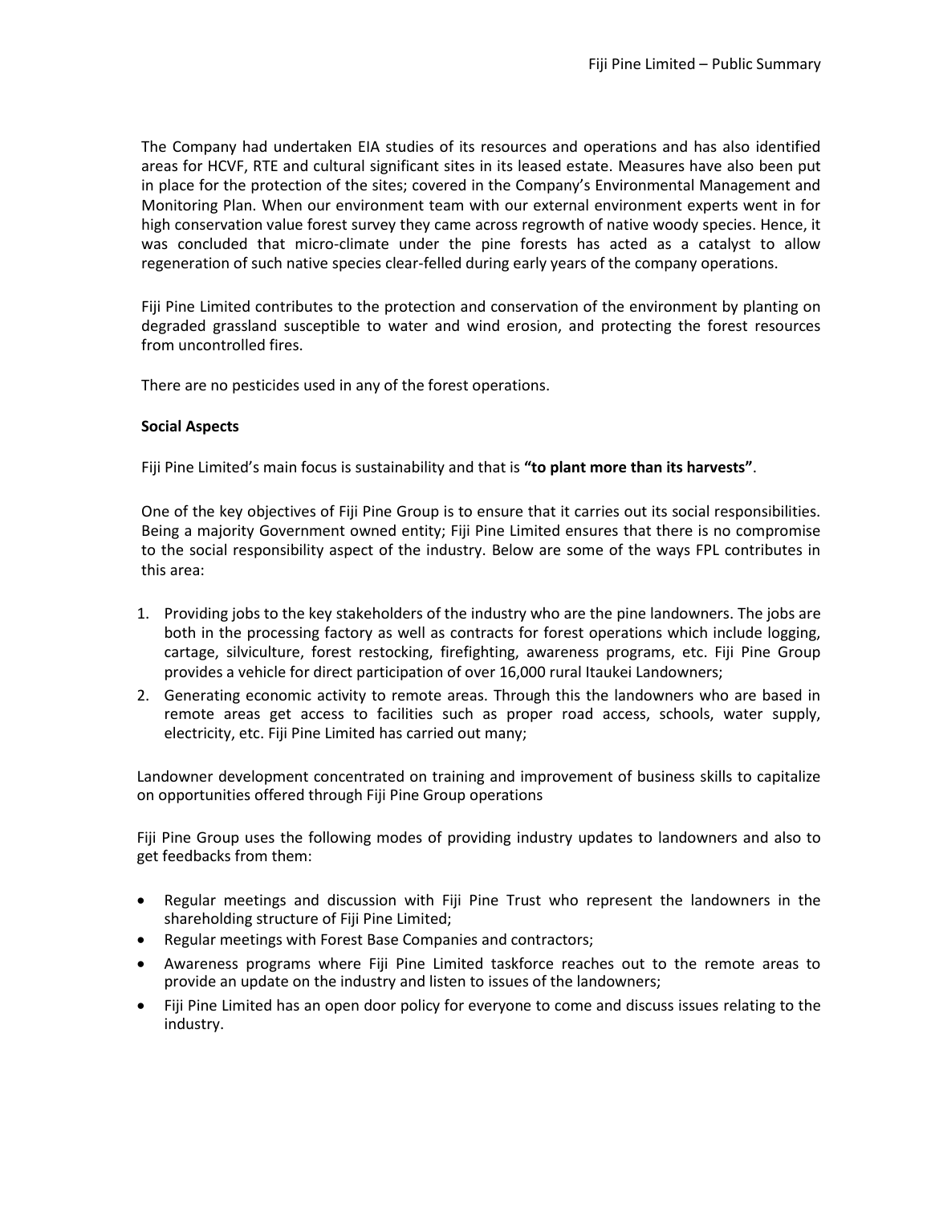The Company had undertaken EIA studies of its resources and operations and has also identified areas for HCVF, RTE and cultural significant sites in its leased estate. Measures have also been put in place for the protection of the sites; covered in the Company's Environmental Management and Monitoring Plan. When our environment team with our external environment experts went in for high conservation value forest survey they came across regrowth of native woody species. Hence, it was concluded that micro-climate under the pine forests has acted as a catalyst to allow regeneration of such native species clear-felled during early years of the company operations.

Fiji Pine Limited contributes to the protection and conservation of the environment by planting on degraded grassland susceptible to water and wind erosion, and protecting the forest resources from uncontrolled fires.

There are no pesticides used in any of the forest operations.

**Social Aspects**

Fiji Pine Limited's main focus is sustainability and that is **"to plant more than its harvests"**.

One of the key objectives of Fiji Pine Group is to ensure that it carries out its social responsibilities. Being a majority Government owned entity; Fiji Pine Limited ensures that there is no compromise to the social responsibility aspect of the industry. Below are some of the ways FPL contributes in this area:

1. Providing jobs to the key stakeholders of the industry who are the pine landowners. The jobs are both in the processing factory as well as contracts for forest operations which include logging, cartage, silviculture, forest restocking, firefighting, awareness programs, etc. Fiji Pine Group provides a vehicle for direct participation of over 16,000 rural Itaukei Landowners;
2. Generating economic activity to remote areas. Through this the landowners who are based in remote areas get access to facilities such as proper road access, schools, water supply, electricity, etc. Fiji Pine Limited has carried out many;

Landowner development concentrated on training and improvement of business skills to capitalize on opportunities offered through Fiji Pine Group operations

Fiji Pine Group uses the following modes of providing industry updates to landowners and also to get feedbacks from them:

- Regular meetings and discussion with Fiji Pine Trust who represent the landowners in the shareholding structure of Fiji Pine Limited;
- Regular meetings with Forest Base Companies and contractors;
- Awareness programs where Fiji Pine Limited taskforce reaches out to the remote areas to provide an update on the industry and listen to issues of the landowners;
- Fiji Pine Limited has an open door policy for everyone to come and discuss issues relating to the industry.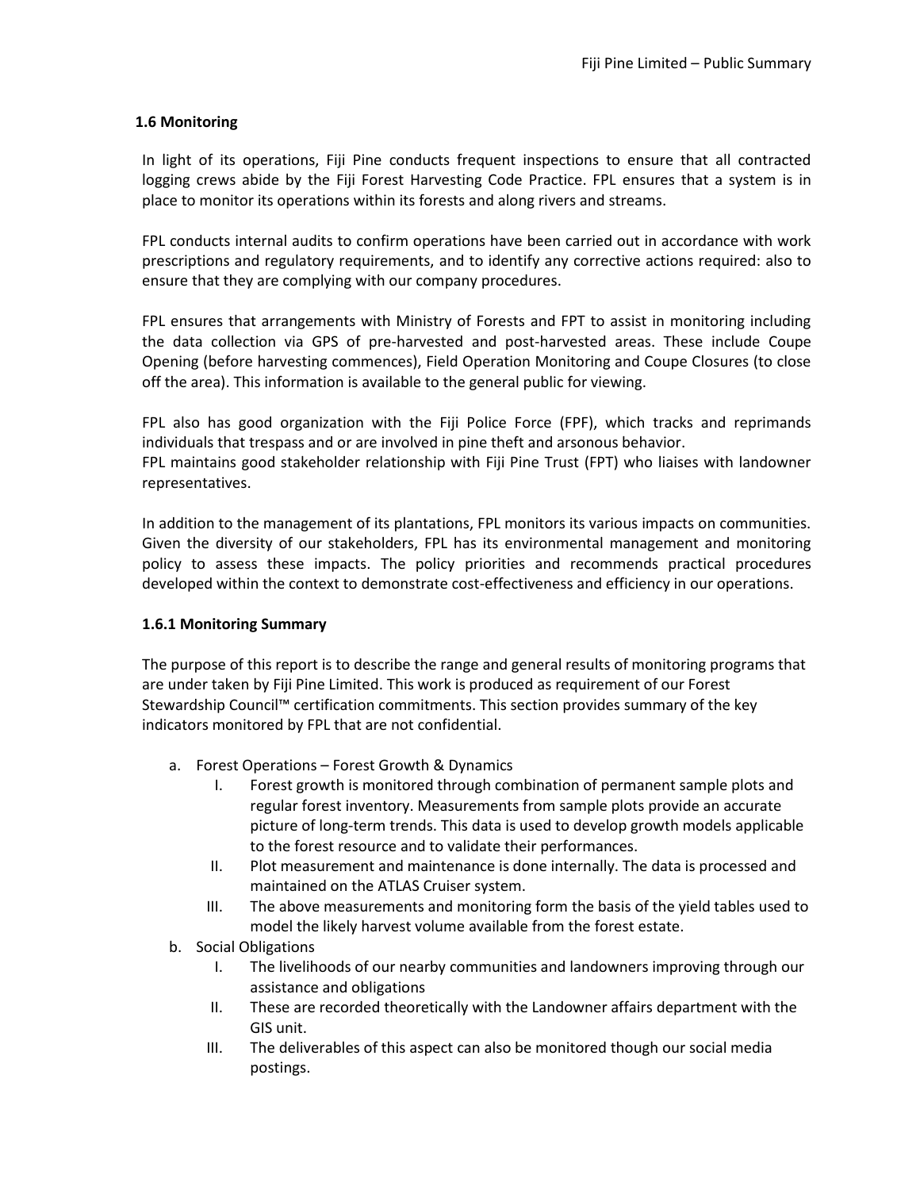### 1.6 Monitoring

In light of its operations, Fiji Pine conducts frequent inspections to ensure that all contracted logging crews abide by the Fiji Forest Harvesting Code Practice. FPL ensures that a system is in place to monitor its operations within its forests and along rivers and streams.

FPL conducts internal audits to confirm operations have been carried out in accordance with work prescriptions and regulatory requirements, and to identify any corrective actions required: also to ensure that they are complying with our company procedures.

FPL ensures that arrangements with Ministry of Forests and FPT to assist in monitoring including the data collection via GPS of pre-harvested and post-harvested areas. These include Coupe Opening (before harvesting commences), Field Operation Monitoring and Coupe Closures (to close off the area). This information is available to the general public for viewing.

FPL also has good organization with the Fiji Police Force (FPF), which tracks and reprimands individuals that trespass and or are involved in pine theft and arsonous behavior.
FPL maintains good stakeholder relationship with Fiji Pine Trust (FPT) who liaises with landowner representatives.

In addition to the management of its plantations, FPL monitors its various impacts on communities. Given the diversity of our stakeholders, FPL has its environmental management and monitoring policy to assess these impacts. The policy priorities and recommends practical procedures developed within the context to demonstrate cost-effectiveness and efficiency in our operations.

#### 1.6.1 Monitoring Summary

The purpose of this report is to describe the range and general results of monitoring programs that are under taken by Fiji Pine Limited. This work is produced as requirement of our Forest Stewardship Council™ certification commitments. This section provides summary of the key indicators monitored by FPL that are not confidential.

a. Forest Operations – Forest Growth & Dynamics
   I. Forest growth is monitored through combination of permanent sample plots and regular forest inventory. Measurements from sample plots provide an accurate picture of long-term trends. This data is used to develop growth models applicable to the forest resource and to validate their performances.
   II. Plot measurement and maintenance is done internally. The data is processed and maintained on the ATLAS Cruiser system.
   III. The above measurements and monitoring form the basis of the yield tables used to model the likely harvest volume available from the forest estate.
b. Social Obligations
   I. The livelihoods of our nearby communities and landowners improving through our assistance and obligations
   II. These are recorded theoretically with the Landowner affairs department with the GIS unit.
   III. The deliverables of this aspect can also be monitored though our social media postings.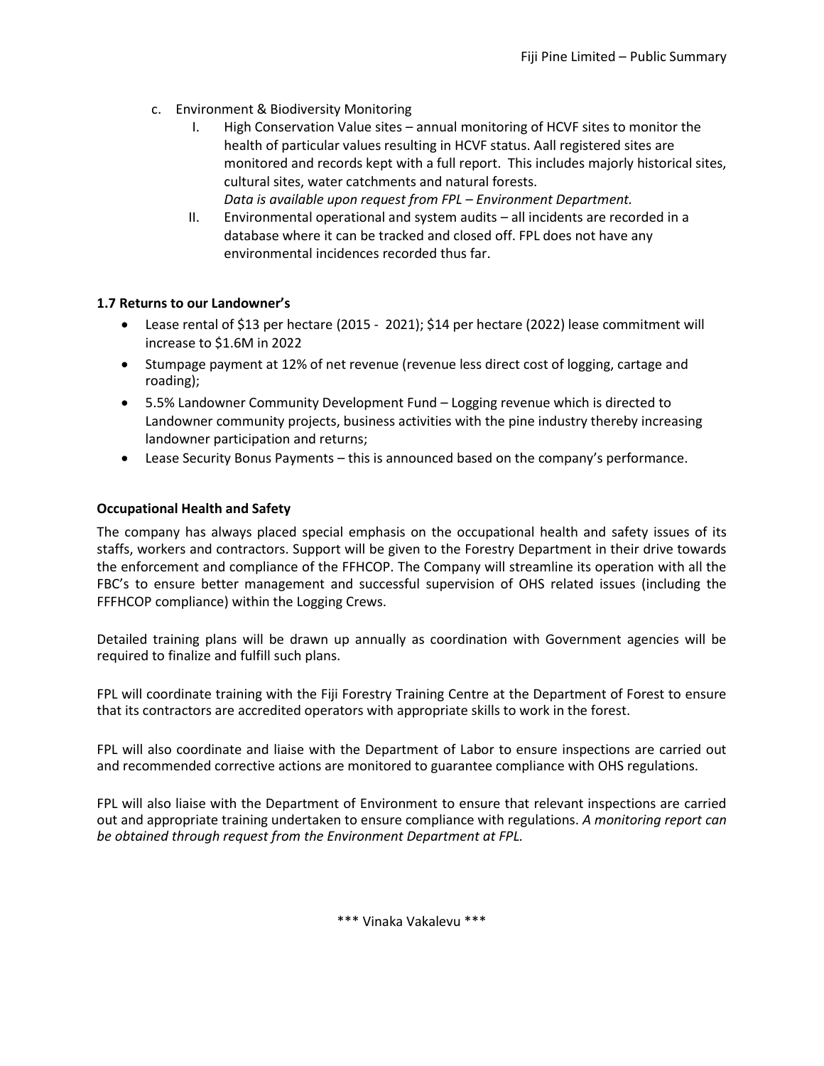c. Environment & Biodiversity Monitoring
   I. High Conservation Value sites – annual monitoring of HCVF sites to monitor the health of particular values resulting in HCVF status. Aall registered sites are monitored and records kept with a full report. This includes majorly historical sites, cultural sites, water catchments and natural forests.
   *Data is available upon request from FPL – Environment Department.*
   II. Environmental operational and system audits – all incidents are recorded in a database where it can be tracked and closed off. FPL does not have any environmental incidences recorded thus far.

**1.7 Returns to our Landowner's**

- Lease rental of $13 per hectare (2015 - 2021); $14 per hectare (2022) lease commitment will increase to $1.6M in 2022
- Stumpage payment at 12% of net revenue (revenue less direct cost of logging, cartage and roading);
- 5.5% Landowner Community Development Fund – Logging revenue which is directed to Landowner community projects, business activities with the pine industry thereby increasing landowner participation and returns;
- Lease Security Bonus Payments – this is announced based on the company's performance.

**Occupational Health and Safety**

The company has always placed special emphasis on the occupational health and safety issues of its staffs, workers and contractors. Support will be given to the Forestry Department in their drive towards the enforcement and compliance of the FFHCOP. The Company will streamline its operation with all the FBC's to ensure better management and successful supervision of OHS related issues (including the FFFHCOP compliance) within the Logging Crews.

Detailed training plans will be drawn up annually as coordination with Government agencies will be required to finalize and fulfill such plans.

FPL will coordinate training with the Fiji Forestry Training Centre at the Department of Forest to ensure that its contractors are accredited operators with appropriate skills to work in the forest.

FPL will also coordinate and liaise with the Department of Labor to ensure inspections are carried out and recommended corrective actions are monitored to guarantee compliance with OHS regulations.

FPL will also liaise with the Department of Environment to ensure that relevant inspections are carried out and appropriate training undertaken to ensure compliance with regulations. *A monitoring report can be obtained through request from the Environment Department at FPL.*

*** Vinaka Vakalevu ***